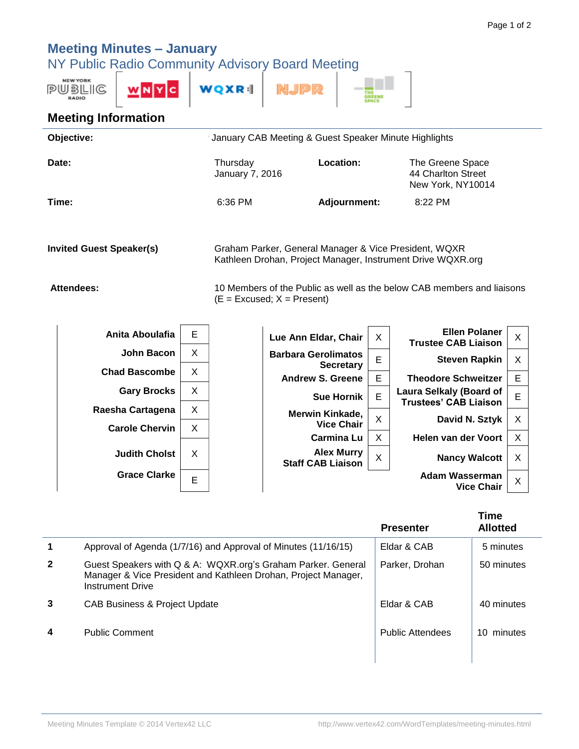# Meeting Minutes – January

NY Public Radio Community Advisory Board Meeting

## Meeting Information

| | | | |
|---|---|---|---|
| **Objective:** | January CAB Meeting & Guest Speaker Minute Highlights | | |
| **Date:** | Thursday<br>January 7, 2016 | **Location:** | The Greene Space<br>44 Charlton Street<br>New York, NY10014 |
| **Time:** | 6:36 PM | **Adjournment:** | 8:22 PM |
| **Invited Guest Speaker(s)** | Graham Parker, General Manager & Vice President, WQXR<br>Kathleen Drohan, Project Manager, Instrument Drive WQXR.org | | |
| **Attendees:** | 10 Members of the Public as well as the below CAB members and liaisons<br>(E = Excused; X = Present) | | |

| | | | | | |
|---|---|---|---|---|---|
| **Anita Aboulafia** | E | **Lue Ann Eldar, Chair** | X | **Ellen Polaner Trustee CAB Liaison** | X |
| **John Bacon** | X | **Barbara Gerolimatos Secretary** | E | **Steven Rapkin** | X |
| **Chad Bascombe** | X | **Andrew S. Greene** | E | **Theodore Schweitzer** | E |
| **Gary Brocks** | X | **Sue Hornik** | E | **Laura Selkaly (Board of Trustees' CAB Liaison** | E |
| **Raesha Cartagena** | X | **Merwin Kinkade, Vice Chair** | X | **David N. Sztyk** | X |
| **Carole Chervin** | X | **Carmina Lu** | X | **Helen van der Voort** | X |
| **Judith Cholst** | X | **Alex Murry Staff CAB Liaison** | X | **Nancy Walcott** | X |
| **Grace Clarke** | E | | | **Adam Wasserman Vice Chair** | X |

| | | Presenter | Time Allotted |
|---|---|---|---|
| 1 | Approval of Agenda (1/7/16) and Approval of Minutes (11/16/15) | Eldar & CAB | 5 minutes |
| 2 | Guest Speakers with Q & A: WQXR.org's Graham Parker. General Manager & Vice President and Kathleen Drohan, Project Manager, Instrument Drive | Parker, Drohan | 50 minutes |
| 3 | CAB Business & Project Update | Eldar & CAB | 40 minutes |
| 4 | Public Comment | Public Attendees | 10 minutes |

Meeting Minutes Template © 2014 Vertex42 LLC http://www.vertex42.com/WordTemplates/meeting-minutes.html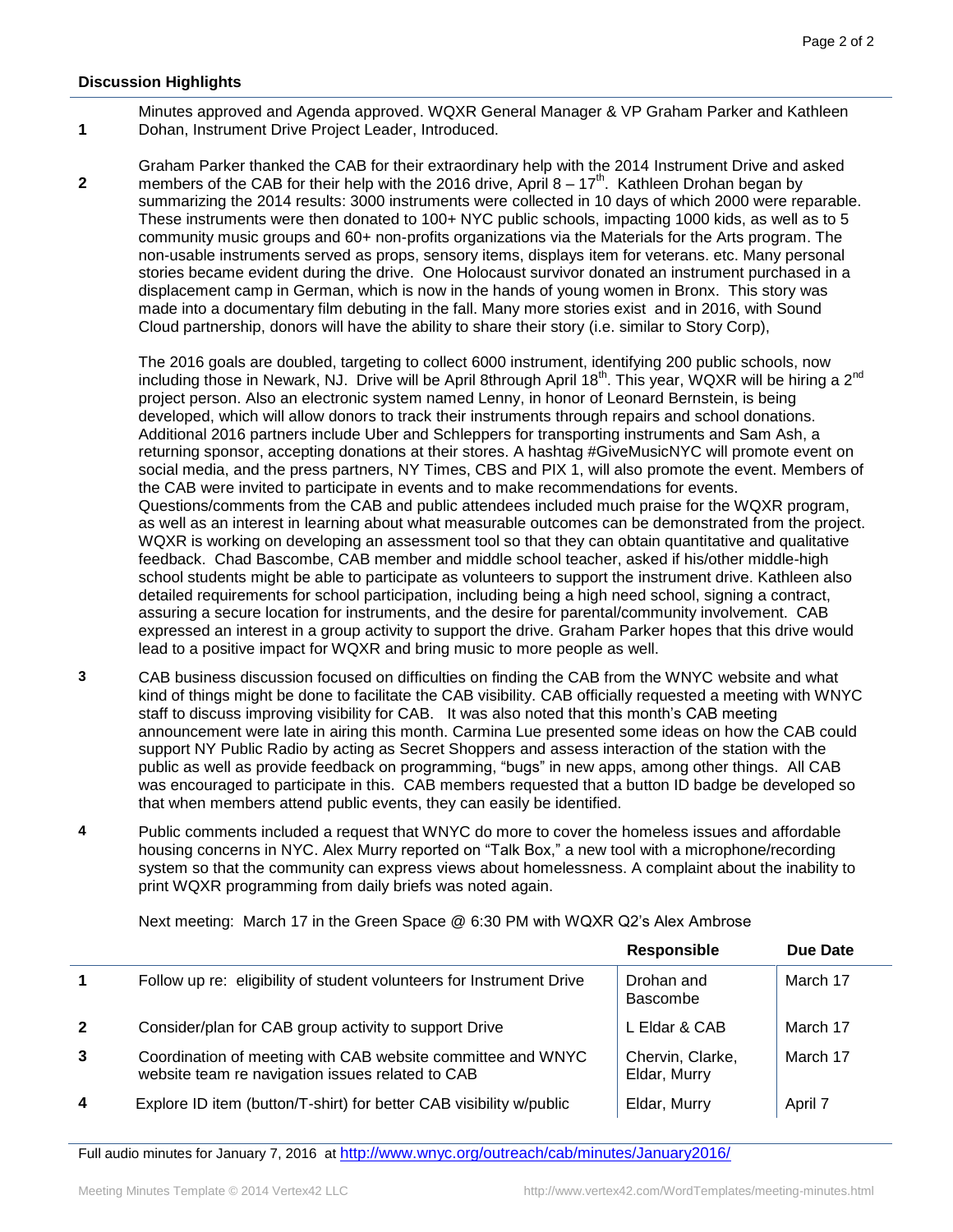### Discussion Highlights

| | |
|---|---|
| **1** | Minutes approved and Agenda approved. WQXR General Manager & VP Graham Parker and Kathleen Dohan, Instrument Drive Project Leader, Introduced. |
| **2** | Graham Parker thanked the CAB for their extraordinary help with the 2014 Instrument Drive and asked members of the CAB for their help with the 2016 drive, April 8 – 17th. Kathleen Drohan began by summarizing the 2014 results: 3000 instruments were collected in 10 days of which 2000 were reparable. These instruments were then donated to 100+ NYC public schools, impacting 1000 kids, as well as to 5 community music groups and 60+ non-profits organizations via the Materials for the Arts program. The non-usable instruments served as props, sensory items, displays item for veterans. etc. Many personal stories became evident during the drive. One Holocaust survivor donated an instrument purchased in a displacement camp in German, which is now in the hands of young women in Bronx. This story was made into a documentary film debuting in the fall. Many more stories exist and in 2016, with Sound Cloud partnership, donors will have the ability to share their story (i.e. similar to Story Corp),<br><br>The 2016 goals are doubled, targeting to collect 6000 instrument, identifying 200 public schools, now including those in Newark, NJ. Drive will be April 8through April 18th. This year, WQXR will be hiring a 2nd project person. Also an electronic system named Lenny, in honor of Leonard Bernstein, is being developed, which will allow donors to track their instruments through repairs and school donations. Additional 2016 partners include Uber and Schleppers for transporting instruments and Sam Ash, a returning sponsor, accepting donations at their stores. A hashtag #GiveMusicNYC will promote event on social media, and the press partners, NY Times, CBS and PIX 1, will also promote the event. Members of the CAB were invited to participate in events and to make recommendations for events. Questions/comments from the CAB and public attendees included much praise for the WQXR program, as well as an interest in learning about what measurable outcomes can be demonstrated from the project. WQXR is working on developing an assessment tool so that they can obtain quantitative and qualitative feedback. Chad Bascombe, CAB member and middle school teacher, asked if his/other middle-high school students might be able to participate as volunteers to support the instrument drive. Kathleen also detailed requirements for school participation, including being a high need school, signing a contract, assuring a secure location for instruments, and the desire for parental/community involvement. CAB expressed an interest in a group activity to support the drive. Graham Parker hopes that this drive would lead to a positive impact for WQXR and bring music to more people as well. |
| **3** | CAB business discussion focused on difficulties on finding the CAB from the WNYC website and what kind of things might be done to facilitate the CAB visibility. CAB officially requested a meeting with WNYC staff to discuss improving visibility for CAB. It was also noted that this month's CAB meeting announcement were late in airing this month. Carmina Lue presented some ideas on how the CAB could support NY Public Radio by acting as Secret Shoppers and assess interaction of the station with the public as well as provide feedback on programming, "bugs" in new apps, among other things. All CAB was encouraged to participate in this. CAB members requested that a button ID badge be developed so that when members attend public events, they can easily be identified. |
| **4** | Public comments included a request that WNYC do more to cover the homeless issues and affordable housing concerns in NYC. Alex Murry reported on "Talk Box," a new tool with a microphone/recording system so that the community can express views about homelessness. A complaint about the inability to print WQXR programming from daily briefs was noted again.<br><br>Next meeting: March 17 in the Green Space @ 6:30 PM with WQXR Q2's Alex Ambrose |

| | | **Responsible** | **Due Date** |
|---|---|---|---|
| **1** | Follow up re: eligibility of student volunteers for Instrument Drive | Drohan and Bascombe | March 17 |
| **2** | Consider/plan for CAB group activity to support Drive | L Eldar & CAB | March 17 |
| **3** | Coordination of meeting with CAB website committee and WNYC website team re navigation issues related to CAB | Chervin, Clarke, Eldar, Murry | March 17 |
| **4** | Explore ID item (button/T-shirt) for better CAB visibility w/public | Eldar, Murry | April 7 |

Full audio minutes for January 7, 2016 at http://www.wnyc.org/outreach/cab/minutes/January2016/